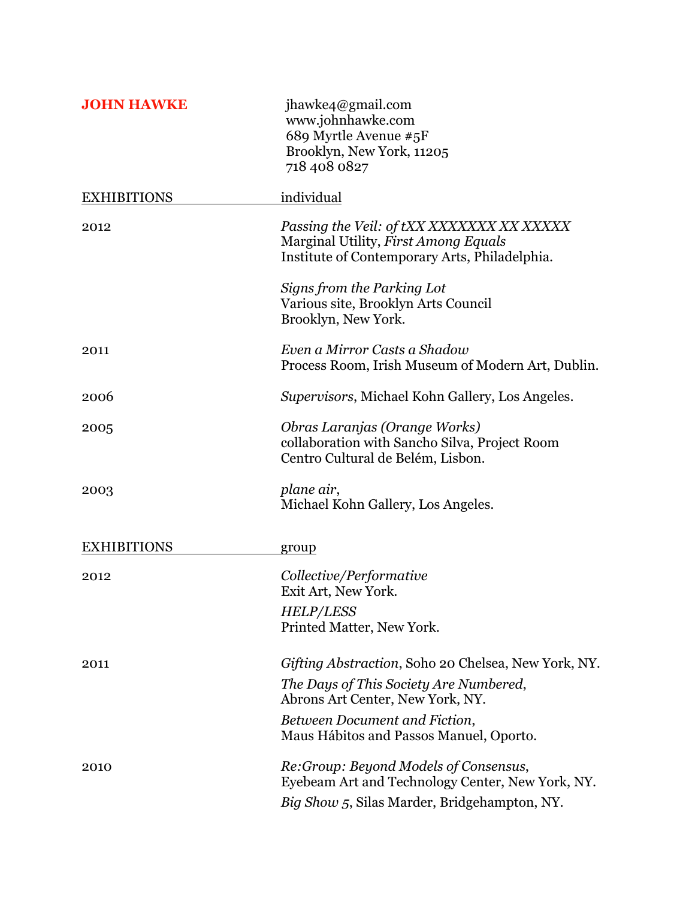**JOHN HAWKE**

jhawke4@gmail.com
www.johnhawke.com
689 Myrtle Avenue #5F
Brooklyn, New York, 11205
718 408 0827

## EXHIBITIONS — individual

**2012**

*Passing the Veil: of tXX XXXXXXX XX XXXXX*
Marginal Utility, *First Among Equals*
Institute of Contemporary Arts, Philadelphia.

*Signs from the Parking Lot*
Various site, Brooklyn Arts Council
Brooklyn, New York.

**2011**

*Even a Mirror Casts a Shadow*
Process Room, Irish Museum of Modern Art, Dublin.

**2006**

*Supervisors*, Michael Kohn Gallery, Los Angeles.

**2005**

*Obras Laranjas (Orange Works)*
collaboration with Sancho Silva, Project Room
Centro Cultural de Belém, Lisbon.

**2003**

*plane air*,
Michael Kohn Gallery, Los Angeles.

## EXHIBITIONS — group

**2012**

*Collective/Performative*
Exit Art, New York.

*HELP/LESS*
Printed Matter, New York.

**2011**

*Gifting Abstraction*, Soho 20 Chelsea, New York, NY.

*The Days of This Society Are Numbered*,
Abrons Art Center, New York, NY.

*Between Document and Fiction*,
Maus Hábitos and Passos Manuel, Oporto.

**2010**

*Re:Group: Beyond Models of Consensus*,
Eyebeam Art and Technology Center, New York, NY.

*Big Show 5*, Silas Marder, Bridgehampton, NY.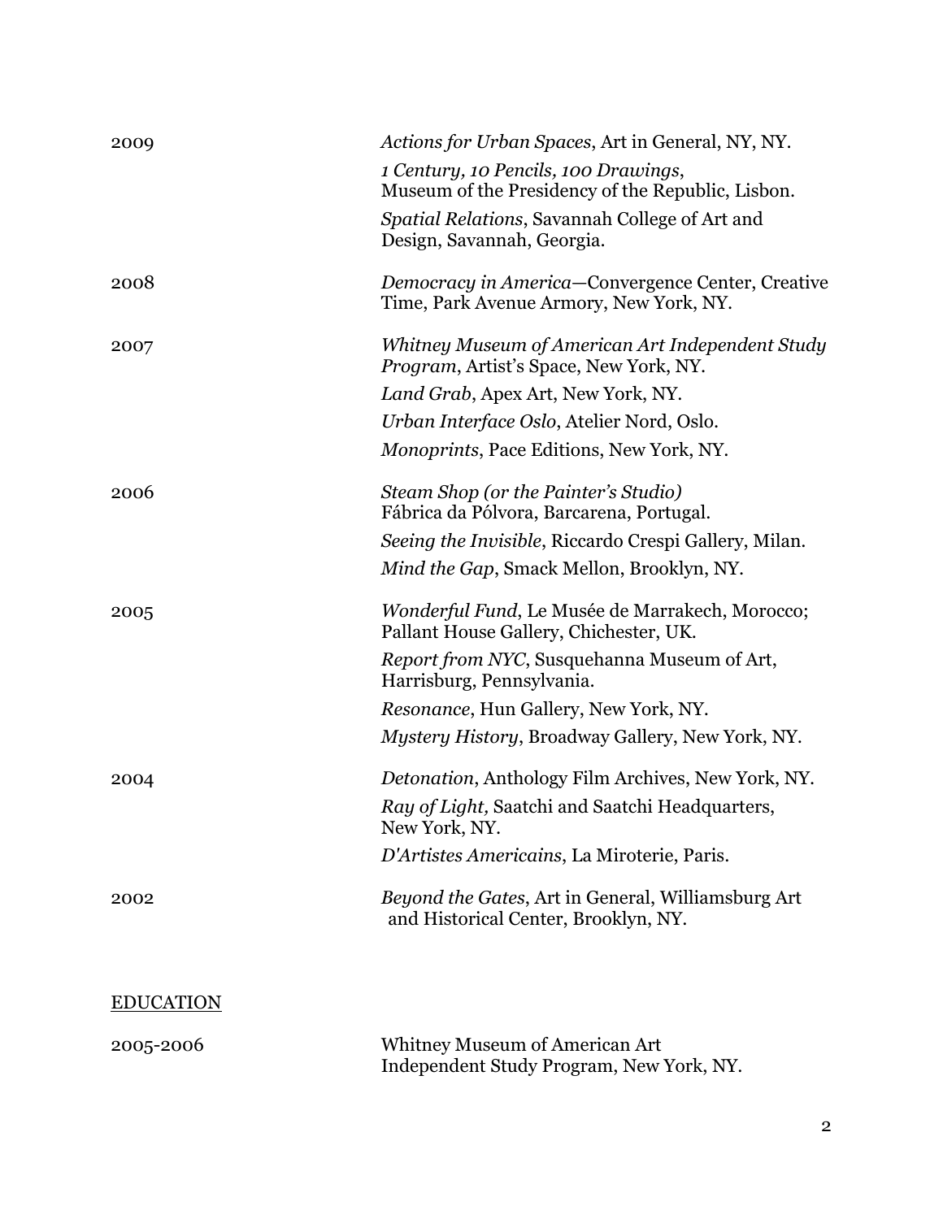| | |
|---|---|
| 2009 | *Actions for Urban Spaces*, Art in General, NY, NY. |
| | *1 Century, 10 Pencils, 100 Drawings*, Museum of the Presidency of the Republic, Lisbon. |
| | *Spatial Relations*, Savannah College of Art and Design, Savannah, Georgia. |
| 2008 | *Democracy in America*—Convergence Center, Creative Time, Park Avenue Armory, New York, NY. |
| 2007 | *Whitney Museum of American Art Independent Study Program*, Artist's Space, New York, NY. |
| | *Land Grab*, Apex Art, New York, NY. |
| | *Urban Interface Oslo*, Atelier Nord, Oslo. |
| | *Monoprints*, Pace Editions, New York, NY. |
| 2006 | *Steam Shop (or the Painter's Studio)* Fábrica da Pólvora, Barcarena, Portugal. |
| | *Seeing the Invisible*, Riccardo Crespi Gallery, Milan. |
| | *Mind the Gap*, Smack Mellon, Brooklyn, NY. |
| 2005 | *Wonderful Fund*, Le Musée de Marrakech, Morocco; Pallant House Gallery, Chichester, UK. |
| | *Report from NYC*, Susquehanna Museum of Art, Harrisburg, Pennsylvania. |
| | *Resonance*, Hun Gallery, New York, NY. |
| | *Mystery History*, Broadway Gallery, New York, NY. |
| 2004 | *Detonation*, Anthology Film Archives, New York, NY. |
| | *Ray of Light,* Saatchi and Saatchi Headquarters, New York, NY. |
| | *D'Artistes Americains*, La Miroterie, Paris. |
| 2002 | *Beyond the Gates*, Art in General, Williamsburg Art and Historical Center, Brooklyn, NY. |

## EDUCATION

| | |
|---|---|
| 2005-2006 | Whitney Museum of American Art Independent Study Program, New York, NY. |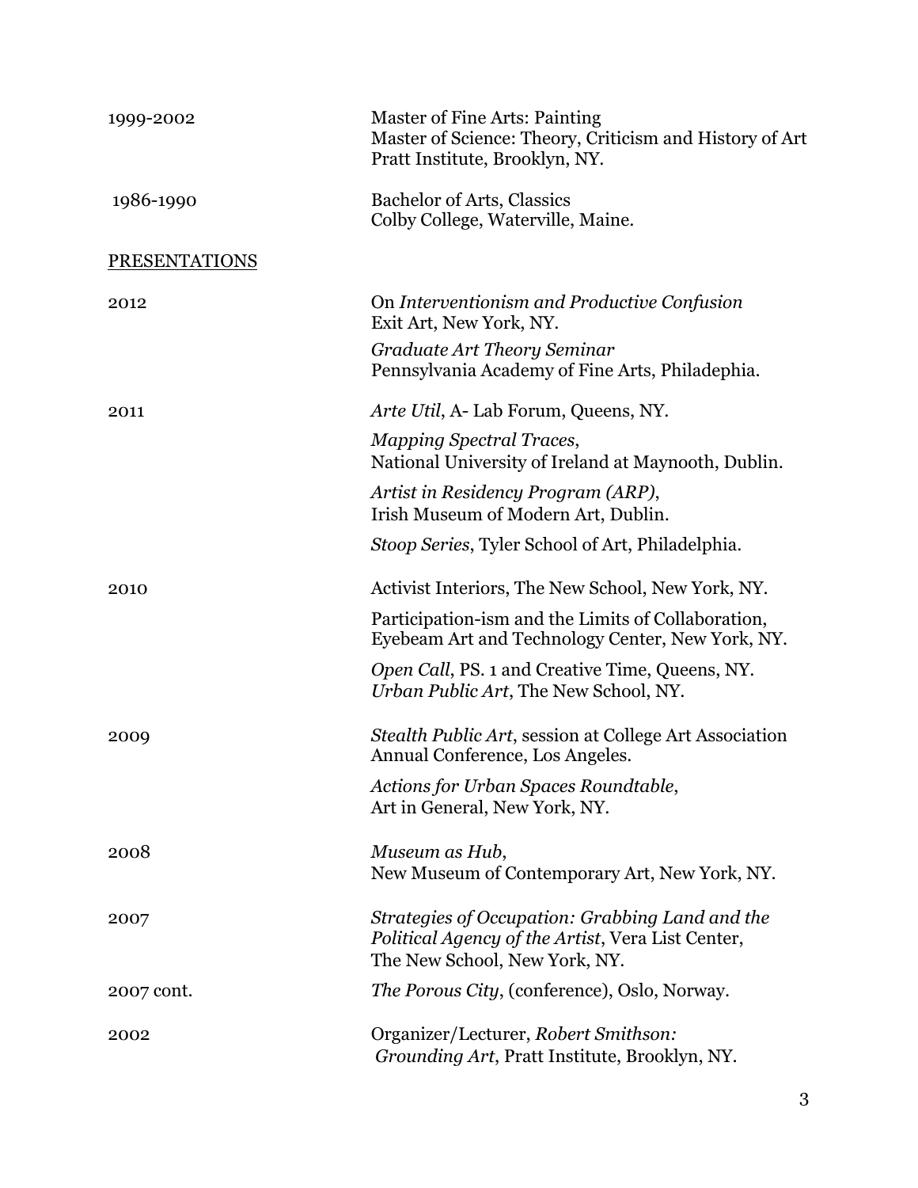1999-2002 Master of Fine Arts: Painting
Master of Science: Theory, Criticism and History of Art
Pratt Institute, Brooklyn, NY.

1986-1990 Bachelor of Arts, Classics
Colby College, Waterville, Maine.

## PRESENTATIONS

2012

On *Interventionism and Productive Confusion*
Exit Art, New York, NY.

*Graduate Art Theory Seminar*
Pennsylvania Academy of Fine Arts, Philadephia.

2011

*Arte Util*, A- Lab Forum, Queens, NY.

*Mapping Spectral Traces*,
National University of Ireland at Maynooth, Dublin.

*Artist in Residency Program (ARP)*,
Irish Museum of Modern Art, Dublin.

*Stoop Series*, Tyler School of Art, Philadelphia.

2010

Activist Interiors, The New School, New York, NY.

Participation-ism and the Limits of Collaboration,
Eyebeam Art and Technology Center, New York, NY.

*Open Call*, PS. 1 and Creative Time, Queens, NY.
*Urban Public Art*, The New School, NY.

2009

*Stealth Public Art*, session at College Art Association Annual Conference, Los Angeles.

*Actions for Urban Spaces Roundtable*,
Art in General, New York, NY.

2008

*Museum as Hub*,
New Museum of Contemporary Art, New York, NY.

2007

*Strategies of Occupation: Grabbing Land and the Political Agency of the Artist*, Vera List Center,
The New School, New York, NY.

2007 cont.

*The Porous City*, (conference), Oslo, Norway.

2002

Organizer/Lecturer, *Robert Smithson: Grounding Art*, Pratt Institute, Brooklyn, NY.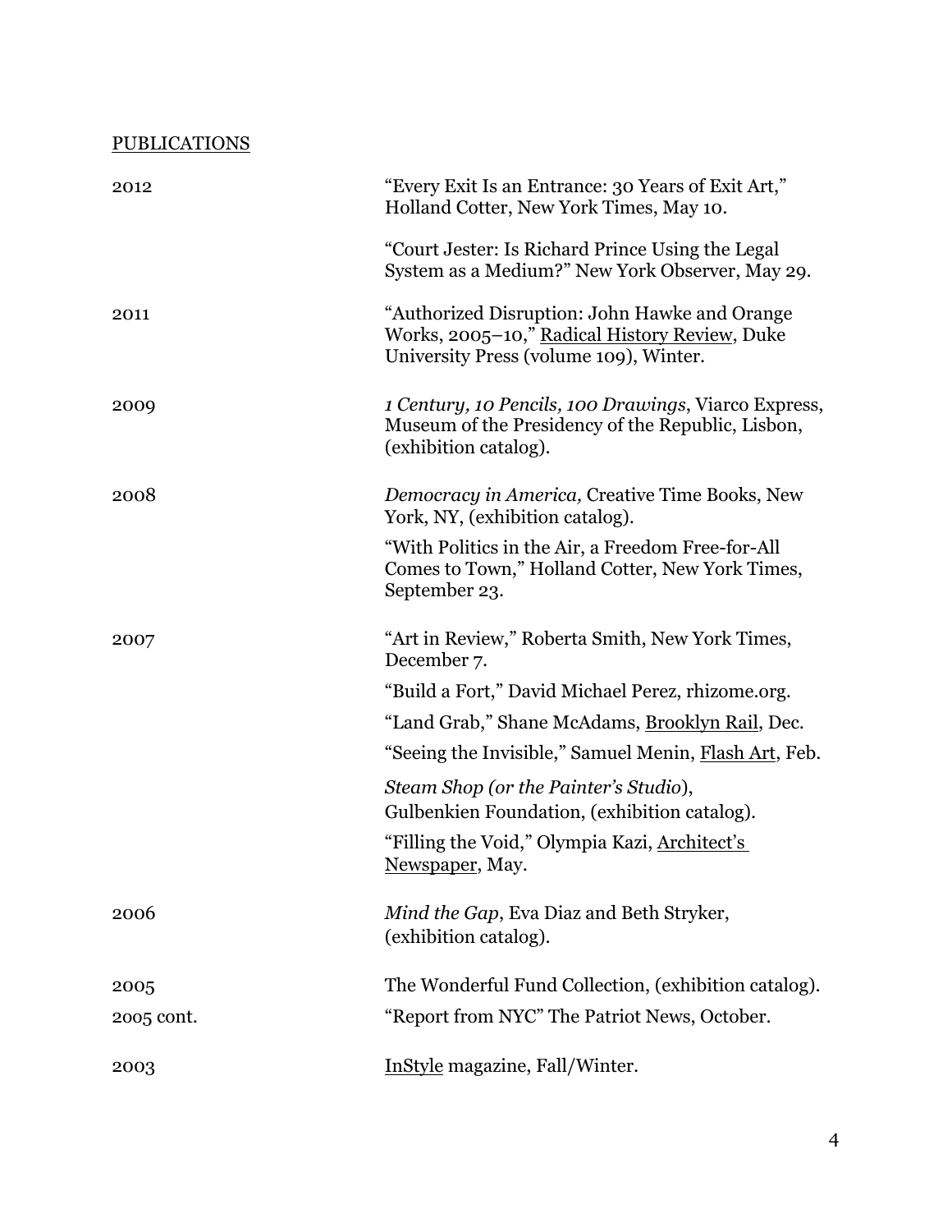PUBLICATIONS

| | |
|---|---|
| 2012 | "Every Exit Is an Entrance: 30 Years of Exit Art," Holland Cotter, New York Times, May 10. |
| | "Court Jester: Is Richard Prince Using the Legal System as a Medium?" New York Observer, May 29. |
| 2011 | "Authorized Disruption: John Hawke and Orange Works, 2005–10," Radical History Review, Duke University Press (volume 109), Winter. |
| 2009 | *1 Century, 10 Pencils, 100 Drawings*, Viarco Express, Museum of the Presidency of the Republic, Lisbon, (exhibition catalog). |
| 2008 | *Democracy in America,* Creative Time Books, New York, NY, (exhibition catalog). |
| | "With Politics in the Air, a Freedom Free-for-All Comes to Town," Holland Cotter, New York Times, September 23. |
| 2007 | "Art in Review," Roberta Smith, New York Times, December 7. |
| | "Build a Fort," David Michael Perez, rhizome.org. |
| | "Land Grab," Shane McAdams, Brooklyn Rail, Dec. |
| | "Seeing the Invisible," Samuel Menin, Flash Art, Feb. |
| | *Steam Shop (or the Painter's Studio*), Gulbenkien Foundation, (exhibition catalog). |
| | "Filling the Void," Olympia Kazi, Architect's Newspaper, May. |
| 2006 | *Mind the Gap*, Eva Diaz and Beth Stryker, (exhibition catalog). |
| 2005 | The Wonderful Fund Collection, (exhibition catalog). |
| 2005 cont. | "Report from NYC" The Patriot News, October. |
| 2003 | InStyle magazine, Fall/Winter. |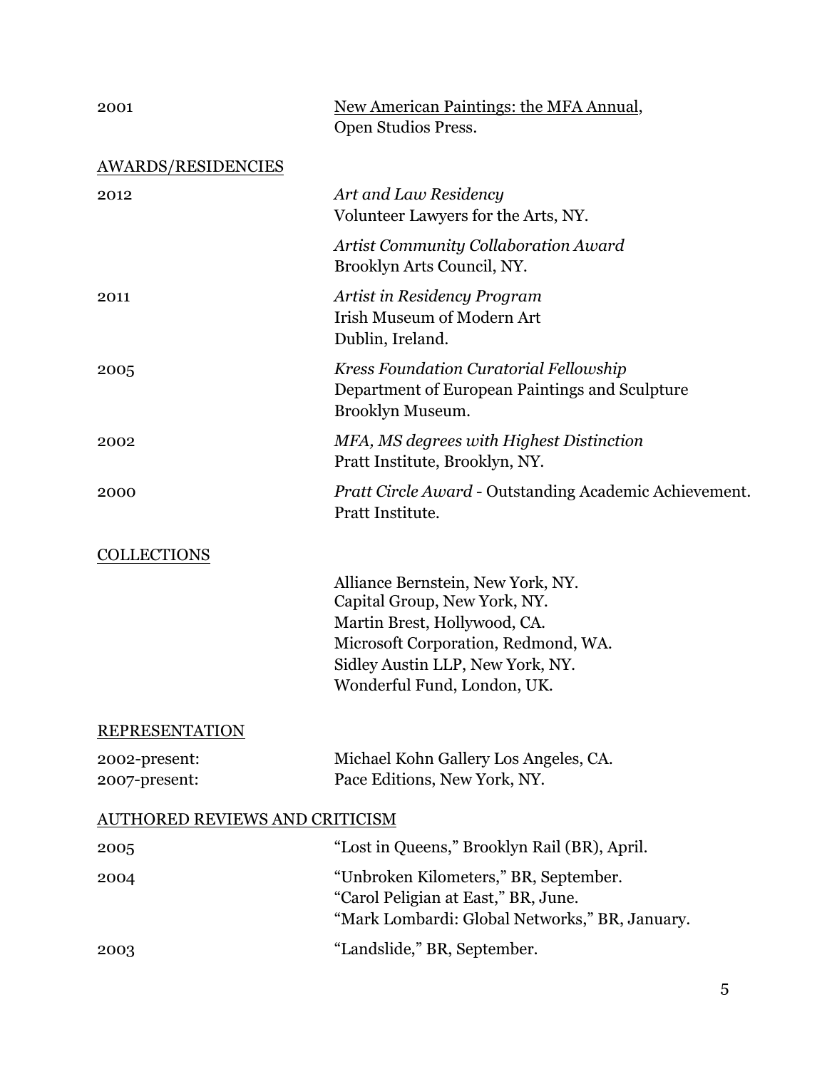2001 — New American Paintings: the MFA Annual, Open Studios Press.

## AWARDS/RESIDENCIES

2012 — *Art and Law Residency*
Volunteer Lawyers for the Arts, NY.

*Artist Community Collaboration Award*
Brooklyn Arts Council, NY.

2011 — *Artist in Residency Program*
Irish Museum of Modern Art
Dublin, Ireland.

2005 — *Kress Foundation Curatorial Fellowship*
Department of European Paintings and Sculpture
Brooklyn Museum.

2002 — *MFA, MS degrees with Highest Distinction*
Pratt Institute, Brooklyn, NY.

2000 — *Pratt Circle Award* - Outstanding Academic Achievement.
Pratt Institute.

## COLLECTIONS

Alliance Bernstein, New York, NY.
Capital Group, New York, NY.
Martin Brest, Hollywood, CA.
Microsoft Corporation, Redmond, WA.
Sidley Austin LLP, New York, NY.
Wonderful Fund, London, UK.

## REPRESENTATION

2002-present: Michael Kohn Gallery Los Angeles, CA.
2007-present: Pace Editions, New York, NY.

## AUTHORED REVIEWS AND CRITICISM

2005 — "Lost in Queens," Brooklyn Rail (BR), April.

2004 — "Unbroken Kilometers," BR, September.
"Carol Peligian at East," BR, June.
"Mark Lombardi: Global Networks," BR, January.

2003 — "Landslide," BR, September.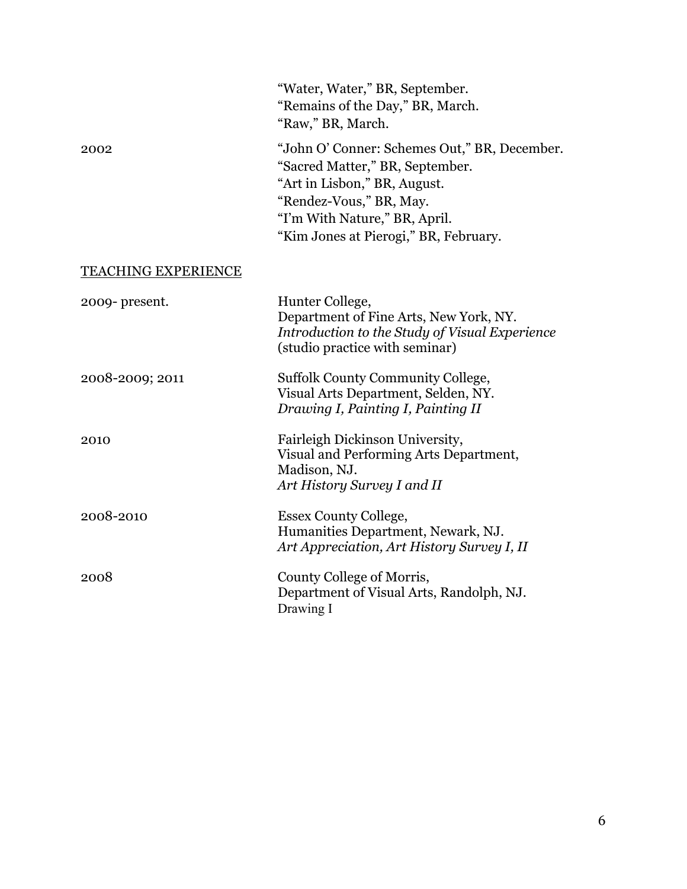| | |
|---|---|
| | "Water, Water," BR, September.<br>"Remains of the Day," BR, March.<br>"Raw," BR, March. |
| 2002 | "John O' Conner: Schemes Out," BR, December.<br>"Sacred Matter," BR, September.<br>"Art in Lisbon," BR, August.<br>"Rendez-Vous," BR, May.<br>"I'm With Nature," BR, April.<br>"Kim Jones at Pierogi," BR, February. |

## TEACHING EXPERIENCE

| | |
|---|---|
| 2009- present. | Hunter College,<br>Department of Fine Arts, New York, NY.<br>*Introduction to the Study of Visual Experience*<br>(studio practice with seminar) |
| 2008-2009; 2011 | Suffolk County Community College,<br>Visual Arts Department, Selden, NY.<br>*Drawing I, Painting I, Painting II* |
| 2010 | Fairleigh Dickinson University,<br>Visual and Performing Arts Department,<br>Madison, NJ.<br>*Art History Survey I and II* |
| 2008-2010 | Essex County College,<br>Humanities Department, Newark, NJ.<br>*Art Appreciation, Art History Survey I, II* |
| 2008 | County College of Morris,<br>Department of Visual Arts, Randolph, NJ.<br>Drawing I |